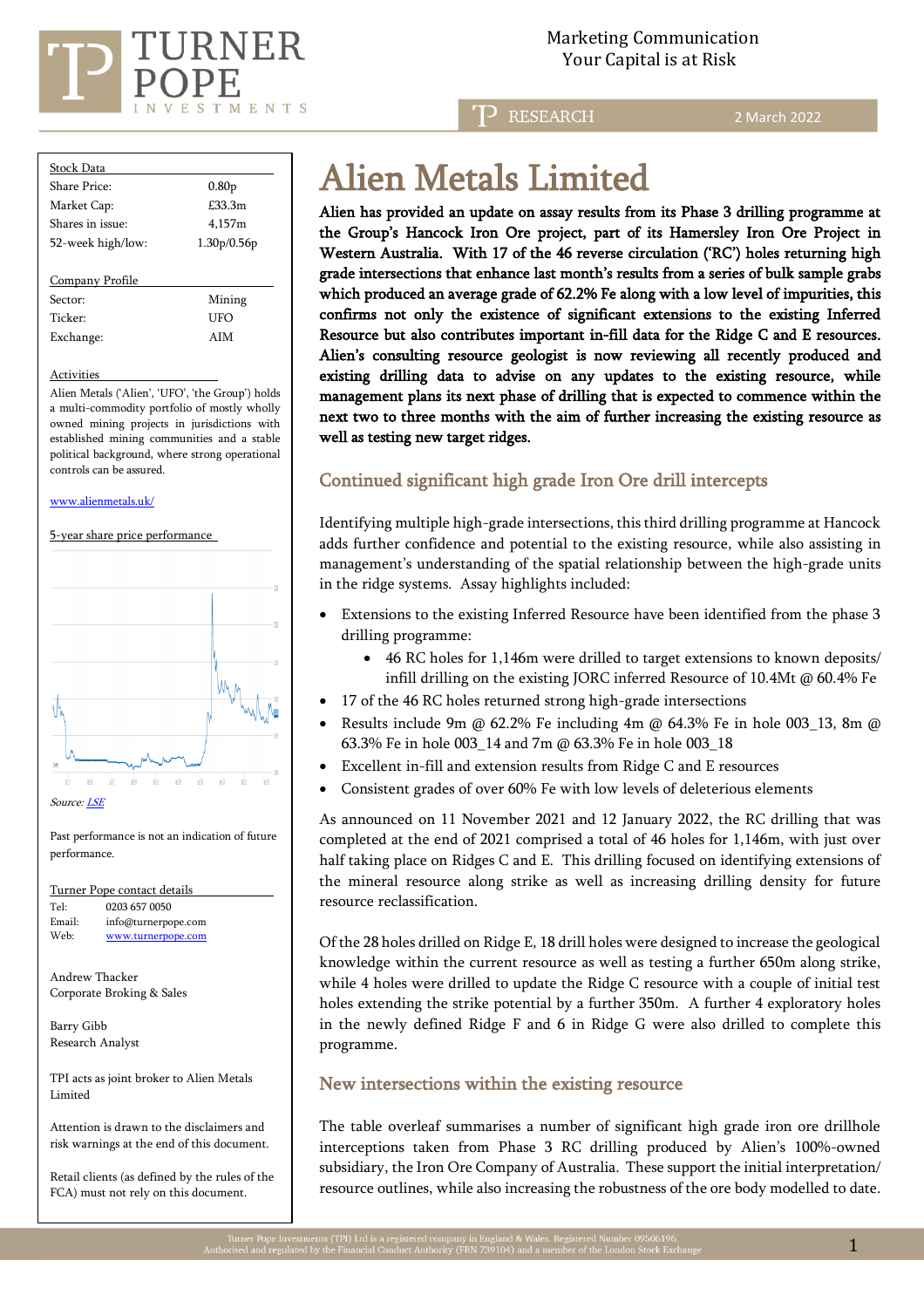Marketing Communication
Your Capital is at Risk

RESEARCH 2 March 2022

# Alien Metals Limited

**Alien has provided an update on assay results from its Phase 3 drilling programme at the Group's Hancock Iron Ore project, part of its Hamersley Iron Ore Project in Western Australia. With 17 of the 46 reverse circulation ('RC') holes returning high grade intersections that enhance last month's results from a series of bulk sample grabs which produced an average grade of 62.2% Fe along with a low level of impurities, this confirms not only the existence of significant extensions to the existing Inferred Resource but also contributes important in-fill data for the Ridge C and E resources. Alien's consulting resource geologist is now reviewing all recently produced and existing drilling data to advise on any updates to the existing resource, while management plans its next phase of drilling that is expected to commence within the next two to three months with the aim of further increasing the existing resource as well as testing new target ridges.**

## Continued significant high grade Iron Ore drill intercepts

Identifying multiple high-grade intersections, this third drilling programme at Hancock adds further confidence and potential to the existing resource, while also assisting in management's understanding of the spatial relationship between the high-grade units in the ridge systems. Assay highlights included:

- Extensions to the existing Inferred Resource have been identified from the phase 3 drilling programme:
  - 46 RC holes for 1,146m were drilled to target extensions to known deposits/ infill drilling on the existing JORC inferred Resource of 10.4Mt @ 60.4% Fe
- 17 of the 46 RC holes returned strong high-grade intersections
- Results include 9m @ 62.2% Fe including 4m @ 64.3% Fe in hole 003_13, 8m @ 63.3% Fe in hole 003_14 and 7m @ 63.3% Fe in hole 003_18
- Excellent in-fill and extension results from Ridge C and E resources
- Consistent grades of over 60% Fe with low levels of deleterious elements

As announced on 11 November 2021 and 12 January 2022, the RC drilling that was completed at the end of 2021 comprised a total of 46 holes for 1,146m, with just over half taking place on Ridges C and E. This drilling focused on identifying extensions of the mineral resource along strike as well as increasing drilling density for future resource reclassification.

Of the 28 holes drilled on Ridge E, 18 drill holes were designed to increase the geological knowledge within the current resource as well as testing a further 650m along strike, while 4 holes were drilled to update the Ridge C resource with a couple of initial test holes extending the strike potential by a further 350m. A further 4 exploratory holes in the newly defined Ridge F and 6 in Ridge G were also drilled to complete this programme.

## New intersections within the existing resource

The table overleaf summarises a number of significant high grade iron ore drillhole interceptions taken from Phase 3 RC drilling produced by Alien's 100%-owned subsidiary, the Iron Ore Company of Australia. These support the initial interpretation/ resource outlines, while also increasing the robustness of the ore body modelled to date.

| Stock Data | |
|---|---|
| Share Price: | 0.80p |
| Market Cap: | £33.3m |
| Shares in issue: | 4,157m |
| 52-week high/low: | 1.30p/0.56p |

| Company Profile | |
|---|---|
| Sector: | Mining |
| Ticker: | UFO |
| Exchange: | AIM |

Activities

Alien Metals ('Alien', 'UFO', 'the Group') holds a multi-commodity portfolio of mostly wholly owned mining projects in jurisdictions with established mining communities and a stable political background, where strong operational controls can be assured.

www.alienmetals.uk/

5-year share price performance

Source: LSE

Past performance is not an indication of future performance.

Turner Pope contact details

Tel: 0203 657 0050
Email: info@turnerpope.com
Web: www.turnerpope.com

Andrew Thacker
Corporate Broking & Sales

Barry Gibb
Research Analyst

TPI acts as joint broker to Alien Metals Limited

Attention is drawn to the disclaimers and risk warnings at the end of this document.

Retail clients (as defined by the rules of the FCA) must not rely on this document.

Turner Pope Investments (TPI) Ltd is a registered company in England & Wales. Registered Number 09506196.
Authorised and regulated by the Financial Conduct Authority (FRN 739104) and a member of the London Stock Exchange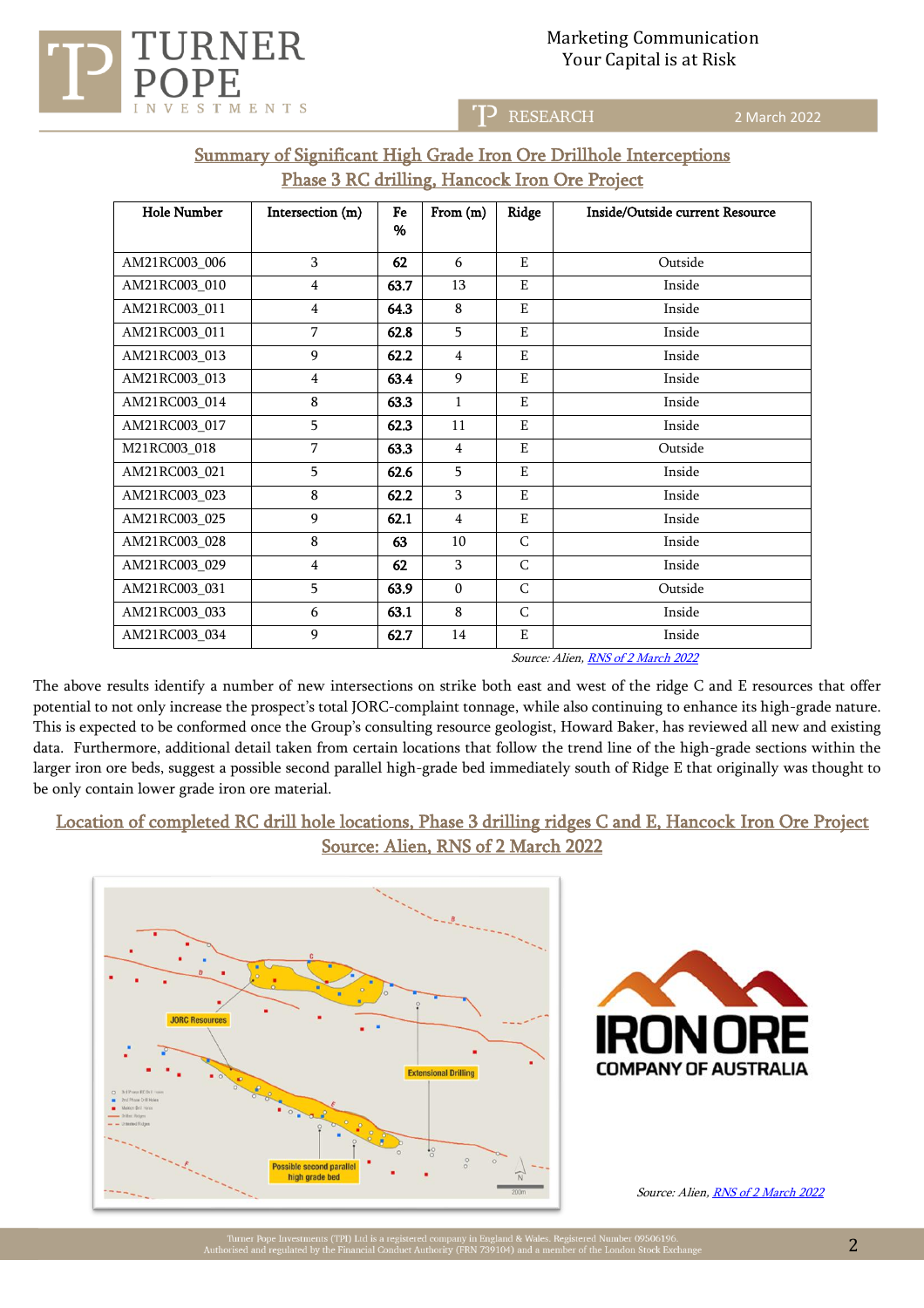## Summary of Significant High Grade Iron Ore Drillhole Interceptions
## Phase 3 RC drilling, Hancock Iron Ore Project

| Hole Number | Intersection (m) | Fe % | From (m) | Ridge | Inside/Outside current Resource |
|---|---|---|---|---|---|
| AM21RC003_006 | 3 | **62** | 6 | E | Outside |
| AM21RC003_010 | 4 | **63.7** | 13 | E | Inside |
| AM21RC003_011 | 4 | **64.3** | 8 | E | Inside |
| AM21RC003_011 | 7 | **62.8** | 5 | E | Inside |
| AM21RC003_013 | 9 | **62.2** | 4 | E | Inside |
| AM21RC003_013 | 4 | **63.4** | 9 | E | Inside |
| AM21RC003_014 | 8 | **63.3** | 1 | E | Inside |
| AM21RC003_017 | 5 | **62.3** | 11 | E | Inside |
| M21RC003_018 | 7 | **63.3** | 4 | E | Outside |
| AM21RC003_021 | 5 | **62.6** | 5 | E | Inside |
| AM21RC003_023 | 8 | **62.2** | 3 | E | Inside |
| AM21RC003_025 | 9 | **62.1** | 4 | E | Inside |
| AM21RC003_028 | 8 | **63** | 10 | C | Inside |
| AM21RC003_029 | 4 | **62** | 3 | C | Inside |
| AM21RC003_031 | 5 | **63.9** | 0 | C | Outside |
| AM21RC003_033 | 6 | **63.1** | 8 | C | Inside |
| AM21RC003_034 | 9 | **62.7** | 14 | E | Inside |

*Source: Alien, RNS of 2 March 2022*

The above results identify a number of new intersections on strike both east and west of the ridge C and E resources that offer potential to not only increase the prospect's total JORC-complaint tonnage, while also continuing to enhance its high-grade nature. This is expected to be conformed once the Group's consulting resource geologist, Howard Baker, has reviewed all new and existing data. Furthermore, additional detail taken from certain locations that follow the trend line of the high-grade sections within the larger iron ore beds, suggest a possible second parallel high-grade bed immediately south of Ridge E that originally was thought to be only contain lower grade iron ore material.

## Location of completed RC drill hole locations, Phase 3 drilling ridges C and E, Hancock Iron Ore Project
## Source: Alien, RNS of 2 March 2022

*Source: Alien, RNS of 2 March 2022*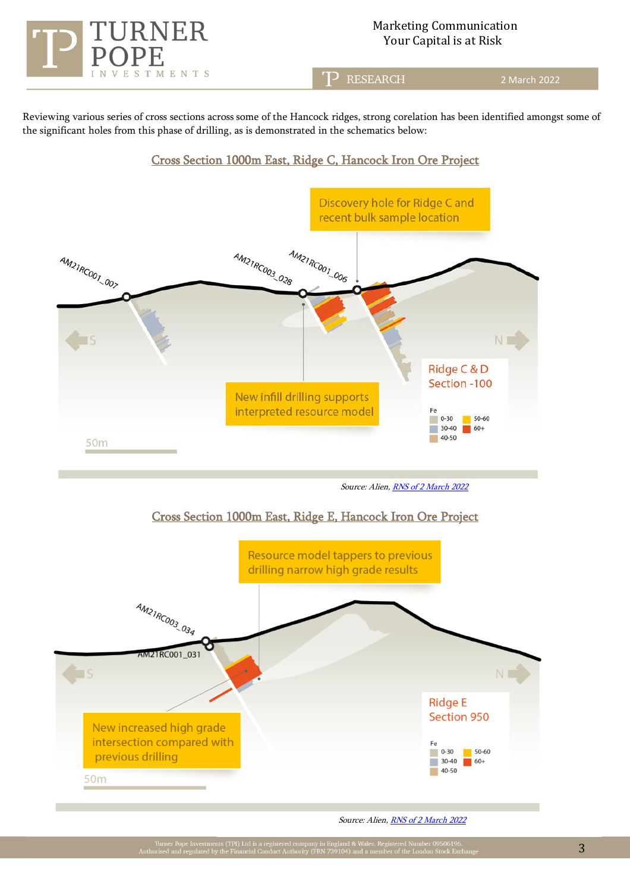Reviewing various series of cross sections across some of the Hancock ridges, strong corelation has been identified amongst some of the significant holes from this phase of drilling, as is demonstrated in the schematics below:

## Cross Section 1000m East, Ridge C, Hancock Iron Ore Project

Discovery hole for Ridge C and recent bulk sample location

AM21RC001_007

AM21RC003_028

AM21RC001_006

S

N

New infill drilling supports interpreted resource model

Ridge C & D Section -100

Fe
0-30
30-40
40-50
50-60
60+

50m

*Source: Alien, RNS of 2 March 2022*

## Cross Section 1000m East, Ridge E, Hancock Iron Ore Project

Resource model tappers to previous drilling narrow high grade results

AM21RC003_034

AM21RC001_031

S

N

New increased high grade intersection compared with previous drilling

Ridge E Section 950

Fe
0-30
30-40
40-50
50-60
60+

50m

*Source: Alien, RNS of 2 March 2022*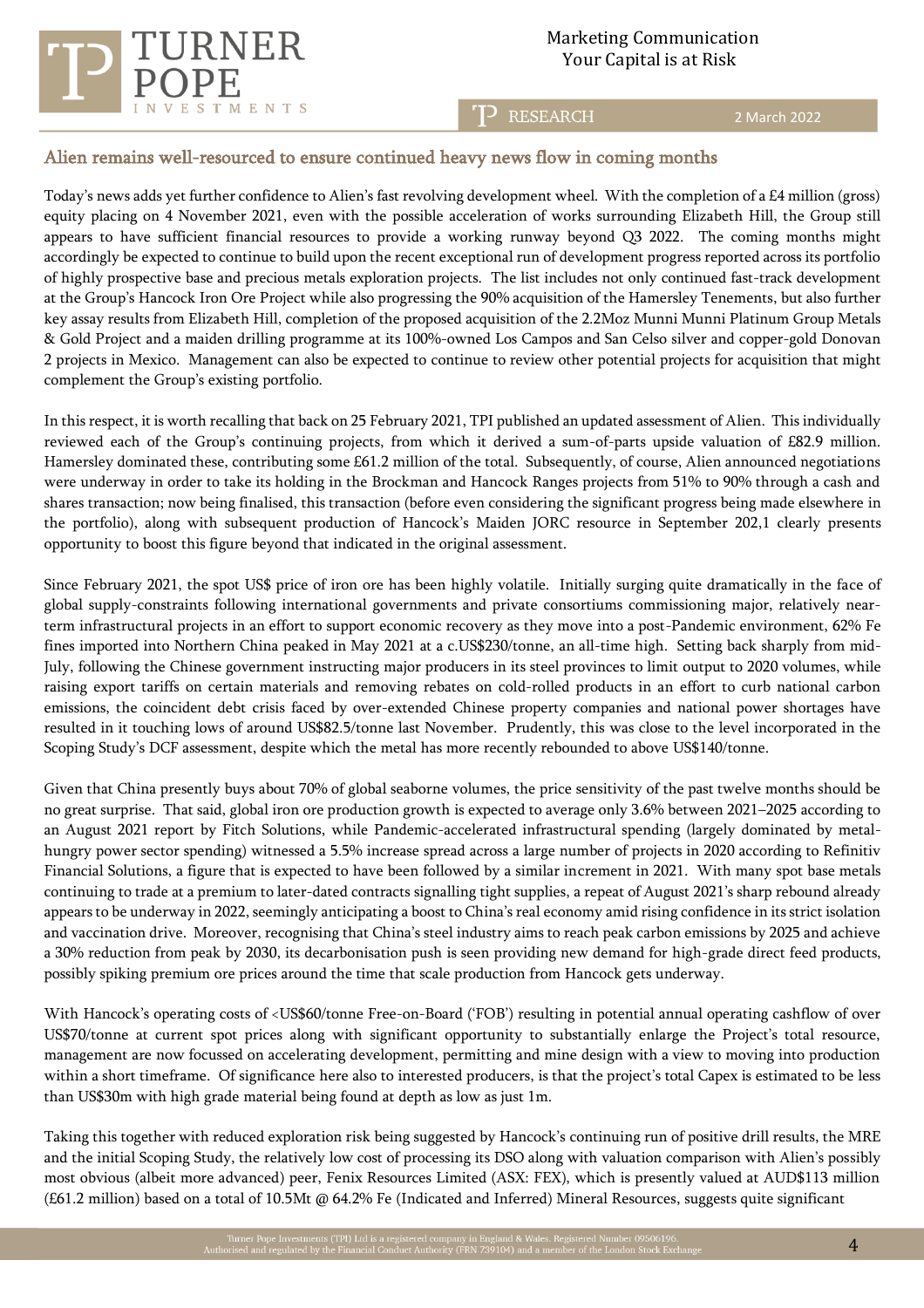## Alien remains well-resourced to ensure continued heavy news flow in coming months

Today's news adds yet further confidence to Alien's fast revolving development wheel. With the completion of a £4 million (gross) equity placing on 4 November 2021, even with the possible acceleration of works surrounding Elizabeth Hill, the Group still appears to have sufficient financial resources to provide a working runway beyond Q3 2022. The coming months might accordingly be expected to continue to build upon the recent exceptional run of development progress reported across its portfolio of highly prospective base and precious metals exploration projects. The list includes not only continued fast-track development at the Group's Hancock Iron Ore Project while also progressing the 90% acquisition of the Hamersley Tenements, but also further key assay results from Elizabeth Hill, completion of the proposed acquisition of the 2.2Moz Munni Munni Platinum Group Metals & Gold Project and a maiden drilling programme at its 100%-owned Los Campos and San Celso silver and copper-gold Donovan 2 projects in Mexico. Management can also be expected to continue to review other potential projects for acquisition that might complement the Group's existing portfolio.

In this respect, it is worth recalling that back on 25 February 2021, TPI published an updated assessment of Alien. This individually reviewed each of the Group's continuing projects, from which it derived a sum-of-parts upside valuation of £82.9 million. Hamersley dominated these, contributing some £61.2 million of the total. Subsequently, of course, Alien announced negotiations were underway in order to take its holding in the Brockman and Hancock Ranges projects from 51% to 90% through a cash and shares transaction; now being finalised, this transaction (before even considering the significant progress being made elsewhere in the portfolio), along with subsequent production of Hancock's Maiden JORC resource in September 202,1 clearly presents opportunity to boost this figure beyond that indicated in the original assessment.

Since February 2021, the spot US$ price of iron ore has been highly volatile. Initially surging quite dramatically in the face of global supply-constraints following international governments and private consortiums commissioning major, relatively near-term infrastructural projects in an effort to support economic recovery as they move into a post-Pandemic environment, 62% Fe fines imported into Northern China peaked in May 2021 at a c.US$230/tonne, an all-time high. Setting back sharply from mid-July, following the Chinese government instructing major producers in its steel provinces to limit output to 2020 volumes, while raising export tariffs on certain materials and removing rebates on cold-rolled products in an effort to curb national carbon emissions, the coincident debt crisis faced by over-extended Chinese property companies and national power shortages have resulted in it touching lows of around US$82.5/tonne last November. Prudently, this was close to the level incorporated in the Scoping Study's DCF assessment, despite which the metal has more recently rebounded to above US$140/tonne.

Given that China presently buys about 70% of global seaborne volumes, the price sensitivity of the past twelve months should be no great surprise. That said, global iron ore production growth is expected to average only 3.6% between 2021–2025 according to an August 2021 report by Fitch Solutions, while Pandemic-accelerated infrastructural spending (largely dominated by metal-hungry power sector spending) witnessed a 5.5% increase spread across a large number of projects in 2020 according to Refinitiv Financial Solutions, a figure that is expected to have been followed by a similar increment in 2021. With many spot base metals continuing to trade at a premium to later-dated contracts signalling tight supplies, a repeat of August 2021's sharp rebound already appears to be underway in 2022, seemingly anticipating a boost to China's real economy amid rising confidence in its strict isolation and vaccination drive. Moreover, recognising that China's steel industry aims to reach peak carbon emissions by 2025 and achieve a 30% reduction from peak by 2030, its decarbonisation push is seen providing new demand for high-grade direct feed products, possibly spiking premium ore prices around the time that scale production from Hancock gets underway.

With Hancock's operating costs of <US$60/tonne Free-on-Board ('FOB') resulting in potential annual operating cashflow of over US$70/tonne at current spot prices along with significant opportunity to substantially enlarge the Project's total resource, management are now focussed on accelerating development, permitting and mine design with a view to moving into production within a short timeframe. Of significance here also to interested producers, is that the project's total Capex is estimated to be less than US$30m with high grade material being found at depth as low as just 1m.

Taking this together with reduced exploration risk being suggested by Hancock's continuing run of positive drill results, the MRE and the initial Scoping Study, the relatively low cost of processing its DSO along with valuation comparison with Alien's possibly most obvious (albeit more advanced) peer, Fenix Resources Limited (ASX: FEX), which is presently valued at AUD$113 million (£61.2 million) based on a total of 10.5Mt @ 64.2% Fe (Indicated and Inferred) Mineral Resources, suggests quite significant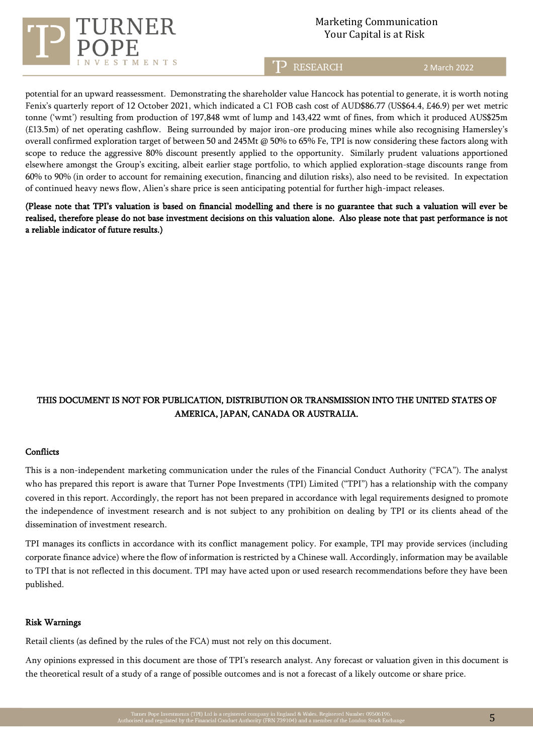potential for an upward reassessment. Demonstrating the shareholder value Hancock has potential to generate, it is worth noting Fenix's quarterly report of 12 October 2021, which indicated a C1 FOB cash cost of AUD$86.77 (US$64.4, £46.9) per wet metric tonne ('wmt') resulting from production of 197,848 wmt of lump and 143,422 wmt of fines, from which it produced AUS$25m (£13.5m) of net operating cashflow. Being surrounded by major iron-ore producing mines while also recognising Hamersley's overall confirmed exploration target of between 50 and 245Mt @ 50% to 65% Fe, TPI is now considering these factors along with scope to reduce the aggressive 80% discount presently applied to the opportunity. Similarly prudent valuations apportioned elsewhere amongst the Group's exciting, albeit earlier stage portfolio, to which applied exploration-stage discounts range from 60% to 90% (in order to account for remaining execution, financing and dilution risks), also need to be revisited. In expectation of continued heavy news flow, Alien's share price is seen anticipating potential for further high-impact releases.

**(Please note that TPI's valuation is based on financial modelling and there is no guarantee that such a valuation will ever be realised, therefore please do not base investment decisions on this valuation alone. Also please note that past performance is not a reliable indicator of future results.)**

**THIS DOCUMENT IS NOT FOR PUBLICATION, DISTRIBUTION OR TRANSMISSION INTO THE UNITED STATES OF AMERICA, JAPAN, CANADA OR AUSTRALIA.**

## Conflicts

This is a non-independent marketing communication under the rules of the Financial Conduct Authority ("FCA"). The analyst who has prepared this report is aware that Turner Pope Investments (TPI) Limited ("TPI") has a relationship with the company covered in this report. Accordingly, the report has not been prepared in accordance with legal requirements designed to promote the independence of investment research and is not subject to any prohibition on dealing by TPI or its clients ahead of the dissemination of investment research.

TPI manages its conflicts in accordance with its conflict management policy. For example, TPI may provide services (including corporate finance advice) where the flow of information is restricted by a Chinese wall. Accordingly, information may be available to TPI that is not reflected in this document. TPI may have acted upon or used research recommendations before they have been published.

## Risk Warnings

Retail clients (as defined by the rules of the FCA) must not rely on this document.

Any opinions expressed in this document are those of TPI's research analyst. Any forecast or valuation given in this document is the theoretical result of a study of a range of possible outcomes and is not a forecast of a likely outcome or share price.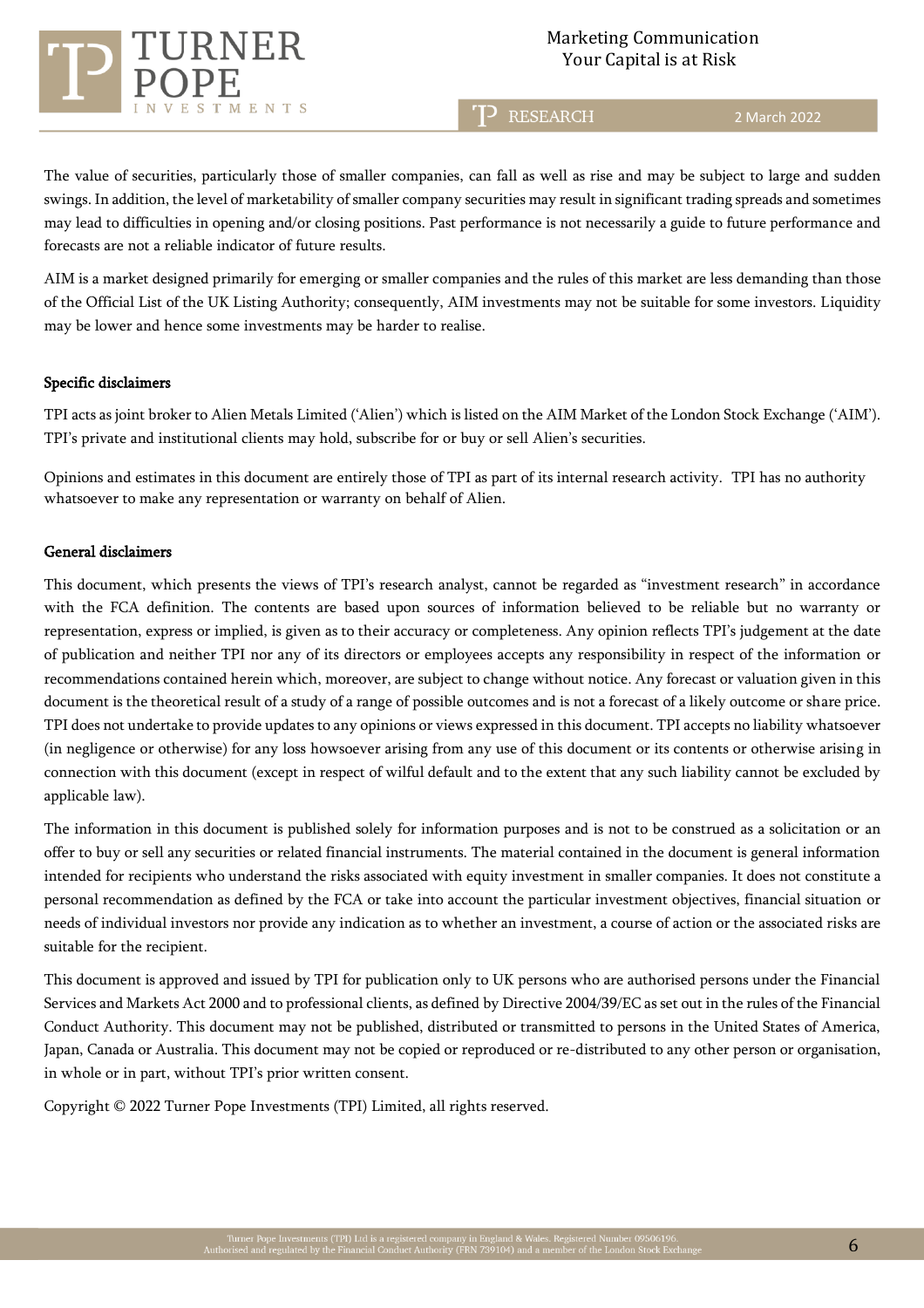The value of securities, particularly those of smaller companies, can fall as well as rise and may be subject to large and sudden swings. In addition, the level of marketability of smaller company securities may result in significant trading spreads and sometimes may lead to difficulties in opening and/or closing positions. Past performance is not necessarily a guide to future performance and forecasts are not a reliable indicator of future results.

AIM is a market designed primarily for emerging or smaller companies and the rules of this market are less demanding than those of the Official List of the UK Listing Authority; consequently, AIM investments may not be suitable for some investors. Liquidity may be lower and hence some investments may be harder to realise.

**Specific disclaimers**

TPI acts as joint broker to Alien Metals Limited ('Alien') which is listed on the AIM Market of the London Stock Exchange ('AIM'). TPI's private and institutional clients may hold, subscribe for or buy or sell Alien's securities.

Opinions and estimates in this document are entirely those of TPI as part of its internal research activity. TPI has no authority whatsoever to make any representation or warranty on behalf of Alien.

**General disclaimers**

This document, which presents the views of TPI's research analyst, cannot be regarded as "investment research" in accordance with the FCA definition. The contents are based upon sources of information believed to be reliable but no warranty or representation, express or implied, is given as to their accuracy or completeness. Any opinion reflects TPI's judgement at the date of publication and neither TPI nor any of its directors or employees accepts any responsibility in respect of the information or recommendations contained herein which, moreover, are subject to change without notice. Any forecast or valuation given in this document is the theoretical result of a study of a range of possible outcomes and is not a forecast of a likely outcome or share price. TPI does not undertake to provide updates to any opinions or views expressed in this document. TPI accepts no liability whatsoever (in negligence or otherwise) for any loss howsoever arising from any use of this document or its contents or otherwise arising in connection with this document (except in respect of wilful default and to the extent that any such liability cannot be excluded by applicable law).

The information in this document is published solely for information purposes and is not to be construed as a solicitation or an offer to buy or sell any securities or related financial instruments. The material contained in the document is general information intended for recipients who understand the risks associated with equity investment in smaller companies. It does not constitute a personal recommendation as defined by the FCA or take into account the particular investment objectives, financial situation or needs of individual investors nor provide any indication as to whether an investment, a course of action or the associated risks are suitable for the recipient.

This document is approved and issued by TPI for publication only to UK persons who are authorised persons under the Financial Services and Markets Act 2000 and to professional clients, as defined by Directive 2004/39/EC as set out in the rules of the Financial Conduct Authority. This document may not be published, distributed or transmitted to persons in the United States of America, Japan, Canada or Australia. This document may not be copied or reproduced or re-distributed to any other person or organisation, in whole or in part, without TPI's prior written consent.

Copyright © 2022 Turner Pope Investments (TPI) Limited, all rights reserved.